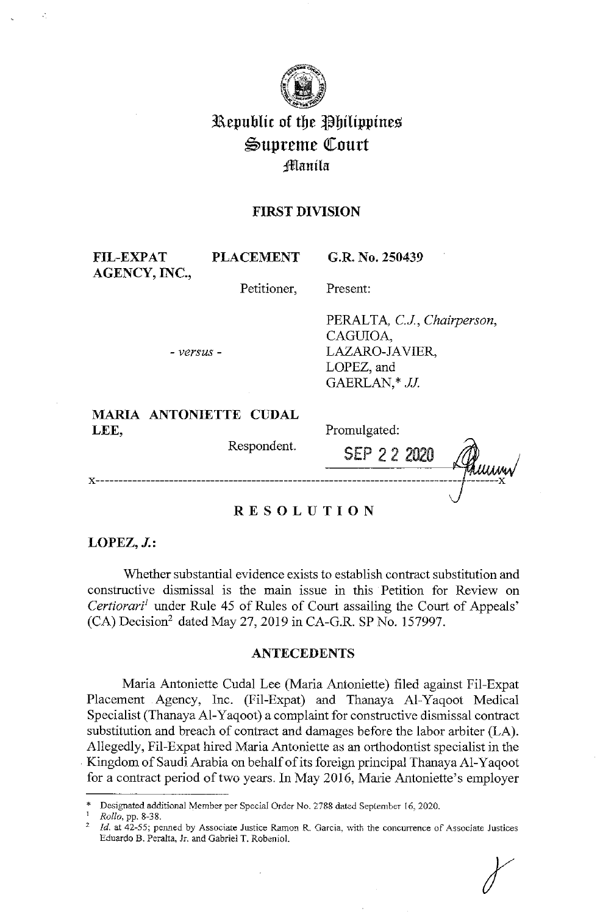# Republic of the Philippines
# Supreme Court
## Manila

**FIRST DIVISION**

| | |
|---|---|
| **FIL-EXPAT PLACEMENT AGENCY, INC.,** Petitioner, | **G.R. No. 250439** |
| | Present: |
| - *versus* - | PERALTA, *C.J., Chairperson*, CAGUIOA, LAZARO-JAVIER, LOPEZ, and GAERLAN,* *JJ.* |
| **MARIA ANTONIETTE CUDAL LEE,** Respondent. | Promulgated: SEP 22 2020 |

x-----------------------------------------------------------------------------------------x

## R E S O L U T I O N

**LOPEZ, *J.*:**

Whether substantial evidence exists to establish contract substitution and constructive dismissal is the main issue in this Petition for Review on *Certiorari*[1] under Rule 45 of Rules of Court assailing the Court of Appeals' (CA) Decision[2] dated May 27, 2019 in CA-G.R. SP No. 157997.

## ANTECEDENTS

Maria Antoniette Cudal Lee (Maria Antoniette) filed against Fil-Expat Placement Agency, Inc. (Fil-Expat) and Thanaya Al-Yaqoot Medical Specialist (Thanaya Al-Yaqoot) a complaint for constructive dismissal contract substitution and breach of contract and damages before the labor arbiter (LA). Allegedly, Fil-Expat hired Maria Antoniette as an orthodontist specialist in the Kingdom of Saudi Arabia on behalf of its foreign principal Thanaya Al-Yaqoot for a contract period of two years. In May 2016, Marie Antoniette's employer

---

\* Designated additional Member per Special Order No. 2788 dated September 16, 2020.

[1] *Rollo*, pp. 8-38.

[2] *Id.* at 42-55; penned by Associate Justice Ramon R. Garcia, with the concurrence of Associate Justices Eduardo B. Peralta, Jr. and Gabriel T. Robeniol.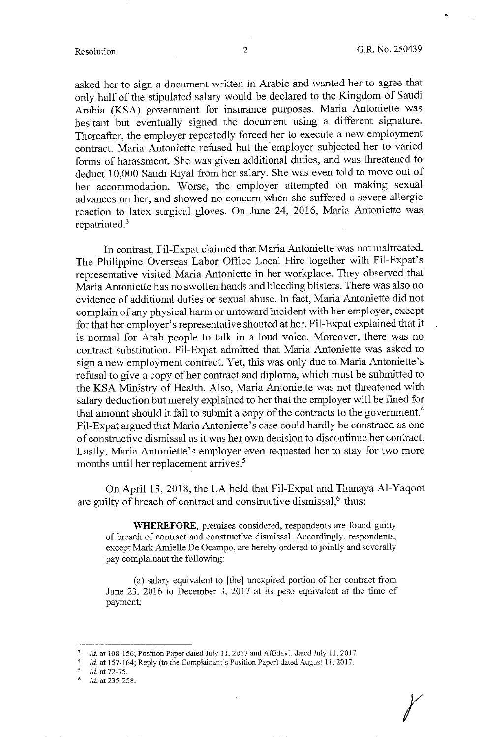asked her to sign a document written in Arabic and wanted her to agree that only half of the stipulated salary would be declared to the Kingdom of Saudi Arabia (KSA) government for insurance purposes. Maria Antoniette was hesitant but eventually signed the document using a different signature. Thereafter, the employer repeatedly forced her to execute a new employment contract. Maria Antoniette refused but the employer subjected her to varied forms of harassment. She was given additional duties, and was threatened to deduct 10,000 Saudi Riyal from her salary. She was even told to move out of her accommodation. Worse, the employer attempted on making sexual advances on her, and showed no concern when she suffered a severe allergic reaction to latex surgical gloves. On June 24, 2016, Maria Antoniette was repatriated.[3]

In contrast, Fil-Expat claimed that Maria Antoniette was not maltreated. The Philippine Overseas Labor Office Local Hire together with Fil-Expat's representative visited Maria Antoniette in her workplace. They observed that Maria Antoniette has no swollen hands and bleeding blisters. There was also no evidence of additional duties or sexual abuse. In fact, Maria Antoniette did not complain of any physical harm or untoward incident with her employer, except for that her employer's representative shouted at her. Fil-Expat explained that it is normal for Arab people to talk in a loud voice. Moreover, there was no contract substitution. Fil-Expat admitted that Maria Antoniette was asked to sign a new employment contract. Yet, this was only due to Maria Antoniette's refusal to give a copy of her contract and diploma, which must be submitted to the KSA Ministry of Health. Also, Maria Antoniette was not threatened with salary deduction but merely explained to her that the employer will be fined for that amount should it fail to submit a copy of the contracts to the government.[4] Fil-Expat argued that Maria Antoniette's case could hardly be construed as one of constructive dismissal as it was her own decision to discontinue her contract. Lastly, Maria Antoniette's employer even requested her to stay for two more months until her replacement arrives.[5]

On April 13, 2018, the LA held that Fil-Expat and Thanaya Al-Yaqoot are guilty of breach of contract and constructive dismissal,[6] thus:

> **WHEREFORE**, premises considered, respondents are found guilty of breach of contract and constructive dismissal. Accordingly, respondents, except Mark Amielle De Ocampo, are hereby ordered to jointly and severally pay complainant the following:
>
> (a) salary equivalent to [the] unexpired portion of her contract from June 23, 2016 to December 3, 2017 at its peso equivalent at the time of payment;

---

[3] *Id.* at 108-156; Position Paper dated July 11, 2017 and Affidavit dated July 11, 2017.

[4] *Id.* at 157-164; Reply (to the Complainant's Position Paper) dated August 11, 2017.

[5] *Id.* at 72-75.

[6] *Id.* at 235-258.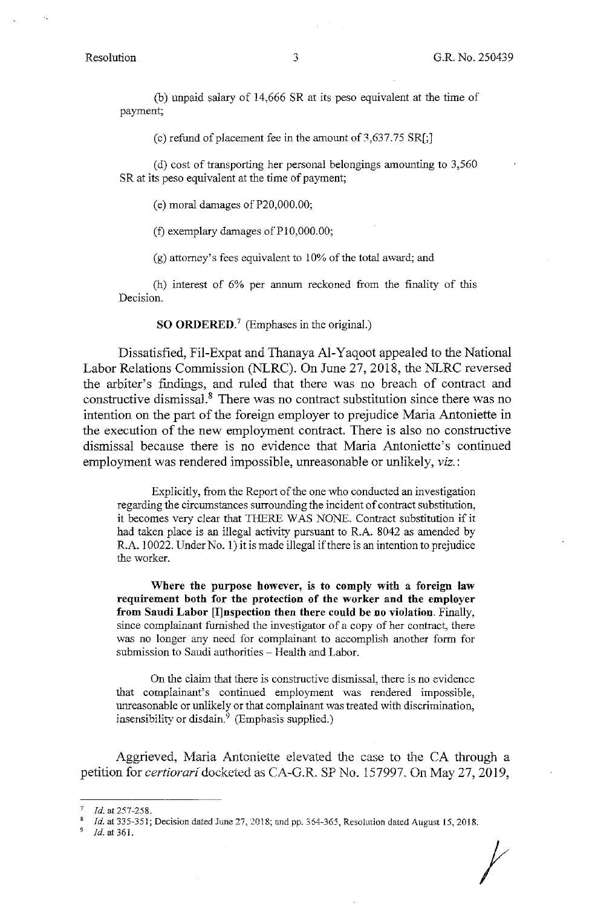(b) unpaid salary of 14,666 SR at its peso equivalent at the time of payment;

(c) refund of placement fee in the amount of 3,637.75 SR[;]

(d) cost of transporting her personal belongings amounting to 3,560 SR at its peso equivalent at the time of payment;

(e) moral damages of P20,000.00;

(f) exemplary damages of P10,000.00;

(g) attorney's fees equivalent to 10% of the total award; and

(h) interest of 6% per annum reckoned from the finality of this Decision.

**SO ORDERED.**[7] (Emphases in the original.)

Dissatisfied, Fil-Expat and Thanaya Al-Yaqoot appealed to the National Labor Relations Commission (NLRC). On June 27, 2018, the NLRC reversed the arbiter's findings, and ruled that there was no breach of contract and constructive dismissal.[8] There was no contract substitution since there was no intention on the part of the foreign employer to prejudice Maria Antoniette in the execution of the new employment contract. There is also no constructive dismissal because there is no evidence that Maria Antoniette's continued employment was rendered impossible, unreasonable or unlikely, *viz.*:

> Explicitly, from the Report of the one who conducted an investigation regarding the circumstances surrounding the incident of contract substitution, it becomes very clear that THERE WAS NONE. Contract substitution if it had taken place is an illegal activity pursuant to R.A. 8042 as amended by R.A. 10022. Under No. 1) it is made illegal if there is an intention to prejudice the worker.
>
> **Where the purpose however, is to comply with a foreign law requirement both for the protection of the worker and the employer from Saudi Labor [I]nspection then there could be no violation.** Finally, since complainant furnished the investigator of a copy of her contract, there was no longer any need for complainant to accomplish another form for submission to Saudi authorities – Health and Labor.
>
> On the claim that there is constructive dismissal, there is no evidence that complainant's continued employment was rendered impossible, unreasonable or unlikely or that complainant was treated with discrimination, insensibility or disdain.[9] (Emphasis supplied.)

Aggrieved, Maria Antoniette elevated the case to the CA through a petition for *certiorari* docketed as CA-G.R. SP No. 157997. On May 27, 2019,

---

[7] *Id.* at 257-258.

[8] *Id.* at 335-351; Decision dated June 27, 2018; and pp. 364-365, Resolution dated August 15, 2018.

[9] *Id.* at 361.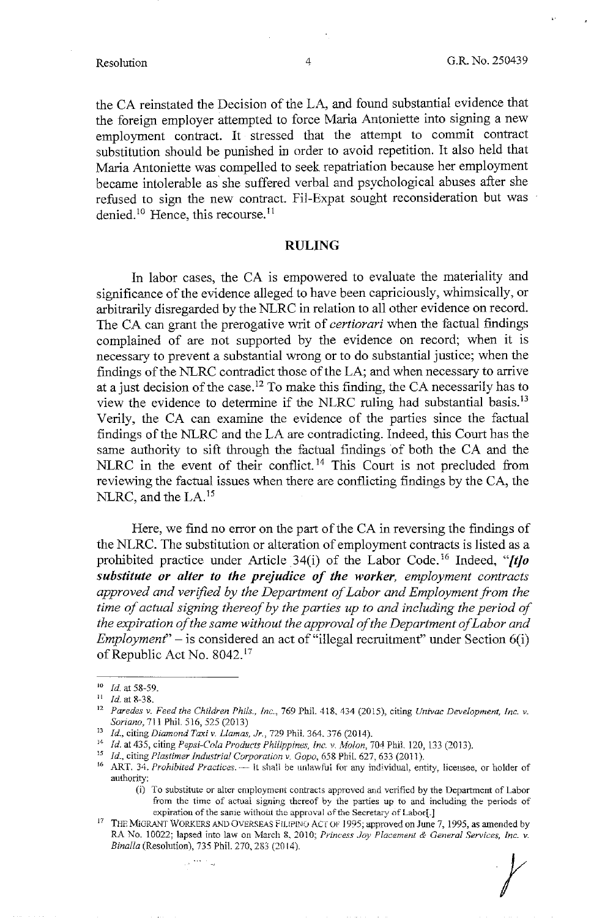the CA reinstated the Decision of the LA, and found substantial evidence that the foreign employer attempted to force Maria Antoniette into signing a new employment contract. It stressed that the attempt to commit contract substitution should be punished in order to avoid repetition. It also held that Maria Antoniette was compelled to seek repatriation because her employment became intolerable as she suffered verbal and psychological abuses after she refused to sign the new contract. Fil-Expat sought reconsideration but was denied.[10] Hence, this recourse.[11]

## RULING

In labor cases, the CA is empowered to evaluate the materiality and significance of the evidence alleged to have been capriciously, whimsically, or arbitrarily disregarded by the NLRC in relation to all other evidence on record. The CA can grant the prerogative writ of *certiorari* when the factual findings complained of are not supported by the evidence on record; when it is necessary to prevent a substantial wrong or to do substantial justice; when the findings of the NLRC contradict those of the LA; and when necessary to arrive at a just decision of the case.[12] To make this finding, the CA necessarily has to view the evidence to determine if the NLRC ruling had substantial basis.[13] Verily, the CA can examine the evidence of the parties since the factual findings of the NLRC and the LA are contradicting. Indeed, this Court has the same authority to sift through the factual findings of both the CA and the NLRC in the event of their conflict.[14] This Court is not precluded from reviewing the factual issues when there are conflicting findings by the CA, the NLRC, and the LA.[15]

Here, we find no error on the part of the CA in reversing the findings of the NLRC. The substitution or alteration of employment contracts is listed as a prohibited practice under Article 34(i) of the Labor Code.[16] Indeed, "***[t]o substitute or alter to the prejudice of the worker,*** *employment contracts approved and verified by the Department of Labor and Employment from the time of actual signing thereof by the parties up to and including the period of the expiration of the same without the approval of the Department of Labor and Employment*" – is considered an act of "illegal recruitment" under Section 6(i) of Republic Act No. 8042.[17]

---

[10] *Id.* at 58-59.

[11] *Id.* at 8-38.

[12] *Paredes v. Feed the Children Phils., Inc.*, 769 Phil. 418, 434 (2015), citing *Univac Development, Inc. v. Soriano*, 711 Phil. 516, 525 (2013)

[13] *Id.*, citing *Diamond Taxi v. Llamas, Jr.*, 729 Phil. 364, 376 (2014).

[14] *Id.* at 435, citing *Pepsi-Cola Products Philippines, Inc. v. Molon*, 704 Phil. 120, 133 (2013).

[15] *Id.*, citing *Plastimer Industrial Corporation v. Gopo*, 658 Phil. 627, 633 (2011).

[16] ART. 34. *Prohibited Practices.* — It shall be unlawful for any individual, entity, licensee, or holder of authority:

(i) To substitute or alter employment contracts approved and verified by the Department of Labor from the time of actual signing thereof by the parties up to and including the periods of expiration of the same without the approval of the Secretary of Labor[.]

[17] THE MIGRANT WORKERS AND OVERSEAS FILIPINO ACT OF 1995; approved on June 7, 1995, as amended by RA No. 10022; lapsed into law on March 8, 2010; *Princess Joy Placement & General Services, Inc. v. Binalla* (Resolution), 735 Phil. 270, 283 (2014).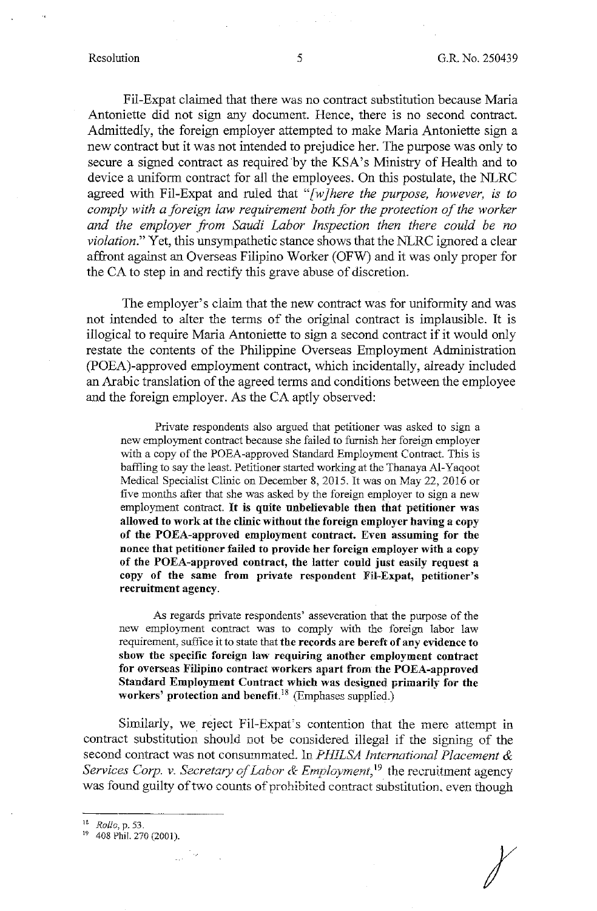Fil-Expat claimed that there was no contract substitution because Maria Antoniette did not sign any document. Hence, there is no second contract. Admittedly, the foreign employer attempted to make Maria Antoniette sign a new contract but it was not intended to prejudice her. The purpose was only to secure a signed contract as required by the KSA's Ministry of Health and to device a uniform contract for all the employees. On this postulate, the NLRC agreed with Fil-Expat and ruled that *"[w]here the purpose, however, is to comply with a foreign law requirement both for the protection of the worker and the employer from Saudi Labor Inspection then there could be no violation."* Yet, this unsympathetic stance shows that the NLRC ignored a clear affront against an Overseas Filipino Worker (OFW) and it was only proper for the CA to step in and rectify this grave abuse of discretion.

The employer's claim that the new contract was for uniformity and was not intended to alter the terms of the original contract is implausible. It is illogical to require Maria Antoniette to sign a second contract if it would only restate the contents of the Philippine Overseas Employment Administration (POEA)-approved employment contract, which incidentally, already included an Arabic translation of the agreed terms and conditions between the employee and the foreign employer. As the CA aptly observed:

> Private respondents also argued that petitioner was asked to sign a new employment contract because she failed to furnish her foreign employer with a copy of the POEA-approved Standard Employment Contract. This is baffling to say the least. Petitioner started working at the Thanaya Al-Yaqoot Medical Specialist Clinic on December 8, 2015. It was on May 22, 2016 or five months after that she was asked by the foreign employer to sign a new employment contract. **It is quite unbelievable then that petitioner was allowed to work at the clinic without the foreign employer having a copy of the POEA-approved employment contract. Even assuming for the nonce that petitioner failed to provide her foreign employer with a copy of the POEA-approved contract, the latter could just easily request a copy of the same from private respondent Fil-Expat, petitioner's recruitment agency.**
>
> As regards private respondents' asseveration that the purpose of the new employment contract was to comply with the foreign labor law requirement, suffice it to state that **the records are bereft of any evidence to show the specific foreign law requiring another employment contract for overseas Filipino contract workers apart from the POEA-approved Standard Employment Contract which was designed primarily for the workers' protection and benefit.**[18] (Emphases supplied.)

Similarly, we reject Fil-Expat's contention that the mere attempt in contract substitution should not be considered illegal if the signing of the second contract was not consummated. In *PHILSA International Placement & Services Corp. v. Secretary of Labor & Employment*,[19] the recruitment agency was found guilty of two counts of prohibited contract substitution, even though

---

[18] *Rollo*, p. 53.

[19] 408 Phil. 270 (2001).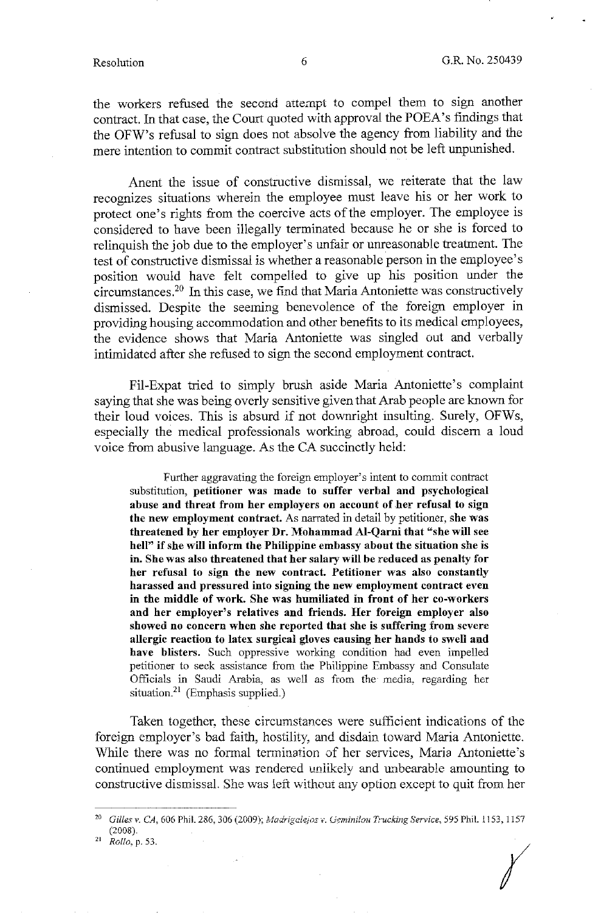the workers refused the second attempt to compel them to sign another contract. In that case, the Court quoted with approval the POEA's findings that the OFW's refusal to sign does not absolve the agency from liability and the mere intention to commit contract substitution should not be left unpunished.

Anent the issue of constructive dismissal, we reiterate that the law recognizes situations wherein the employee must leave his or her work to protect one's rights from the coercive acts of the employer. The employee is considered to have been illegally terminated because he or she is forced to relinquish the job due to the employer's unfair or unreasonable treatment. The test of constructive dismissal is whether a reasonable person in the employee's position would have felt compelled to give up his position under the circumstances.[20] In this case, we find that Maria Antoniette was constructively dismissed. Despite the seeming benevolence of the foreign employer in providing housing accommodation and other benefits to its medical employees, the evidence shows that Maria Antoniette was singled out and verbally intimidated after she refused to sign the second employment contract.

Fil-Expat tried to simply brush aside Maria Antoniette's complaint saying that she was being overly sensitive given that Arab people are known for their loud voices. This is absurd if not downright insulting. Surely, OFWs, especially the medical professionals working abroad, could discern a loud voice from abusive language. As the CA succinctly held:

> Further aggravating the foreign employer's intent to commit contract substitution, **petitioner was made to suffer verbal and psychological abuse and threat from her employers on account of her refusal to sign the new employment contract.** As narrated in detail by petitioner, **she was threatened by her employer Dr. Mohammad Al-Qarni that "she will see hell" if she will inform the Philippine embassy about the situation she is in. She was also threatened that her salary will be reduced as penalty for her refusal to sign the new contract. Petitioner was also constantly harassed and pressured into signing the new employment contract even in the middle of work. She was humiliated in front of her co-workers and her employer's relatives and friends. Her foreign employer also showed no concern when she reported that she is suffering from severe allergic reaction to latex surgical gloves causing her hands to swell and have blisters.** Such oppressive working condition had even impelled petitioner to seek assistance from the Philippine Embassy and Consulate Officials in Saudi Arabia, as well as from the media, regarding her situation.[21] (Emphasis supplied.)

Taken together, these circumstances were sufficient indications of the foreign employer's bad faith, hostility, and disdain toward Maria Antoniette. While there was no formal termination of her services, Maria Antoniette's continued employment was rendered unlikely and unbearable amounting to constructive dismissal. She was left without any option except to quit from her

---

[20] *Gilles v. CA*, 606 Phil. 286, 306 (2009); *Madrigalejos v. Geminilou Trucking Service*, 595 Phil. 1153, 1157 (2008).

[21] *Rollo*, p. 53.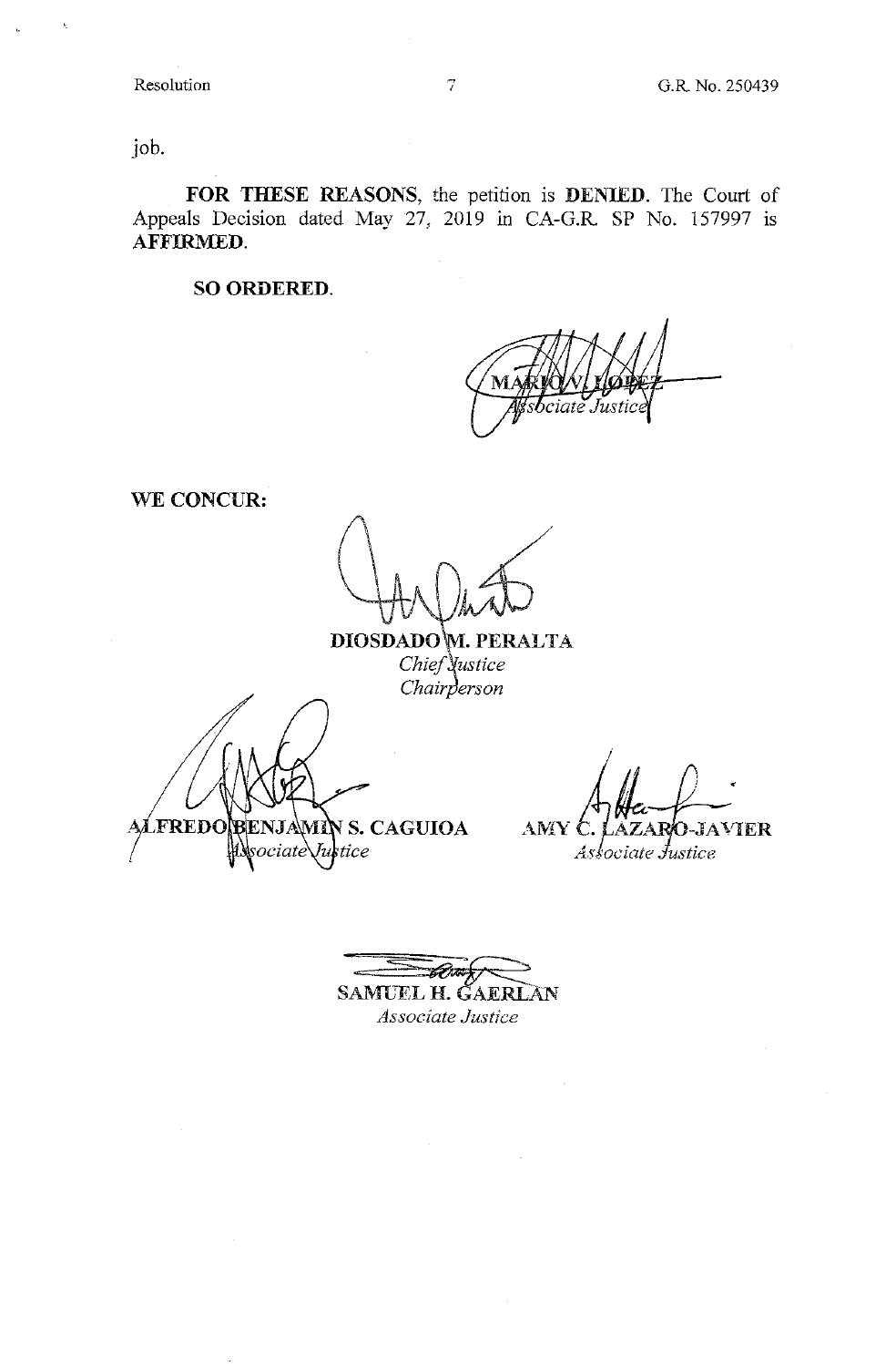job.

**FOR THESE REASONS**, the petition is **DENIED**. The Court of Appeals Decision dated May 27, 2019 in CA-G.R. SP No. 157997 is **AFFIRMED**.

**SO ORDERED.**

MARIO V. LOPEZ
*Associate Justice*

**WE CONCUR:**

DIOSDADO M. PERALTA
*Chief Justice*
*Chairperson*

ALFREDO BENJAMIN S. CAGUIOA
*Associate Justice*

AMY C. LAZARO-JAVIER
*Associate Justice*

SAMUEL H. GAERLAN
*Associate Justice*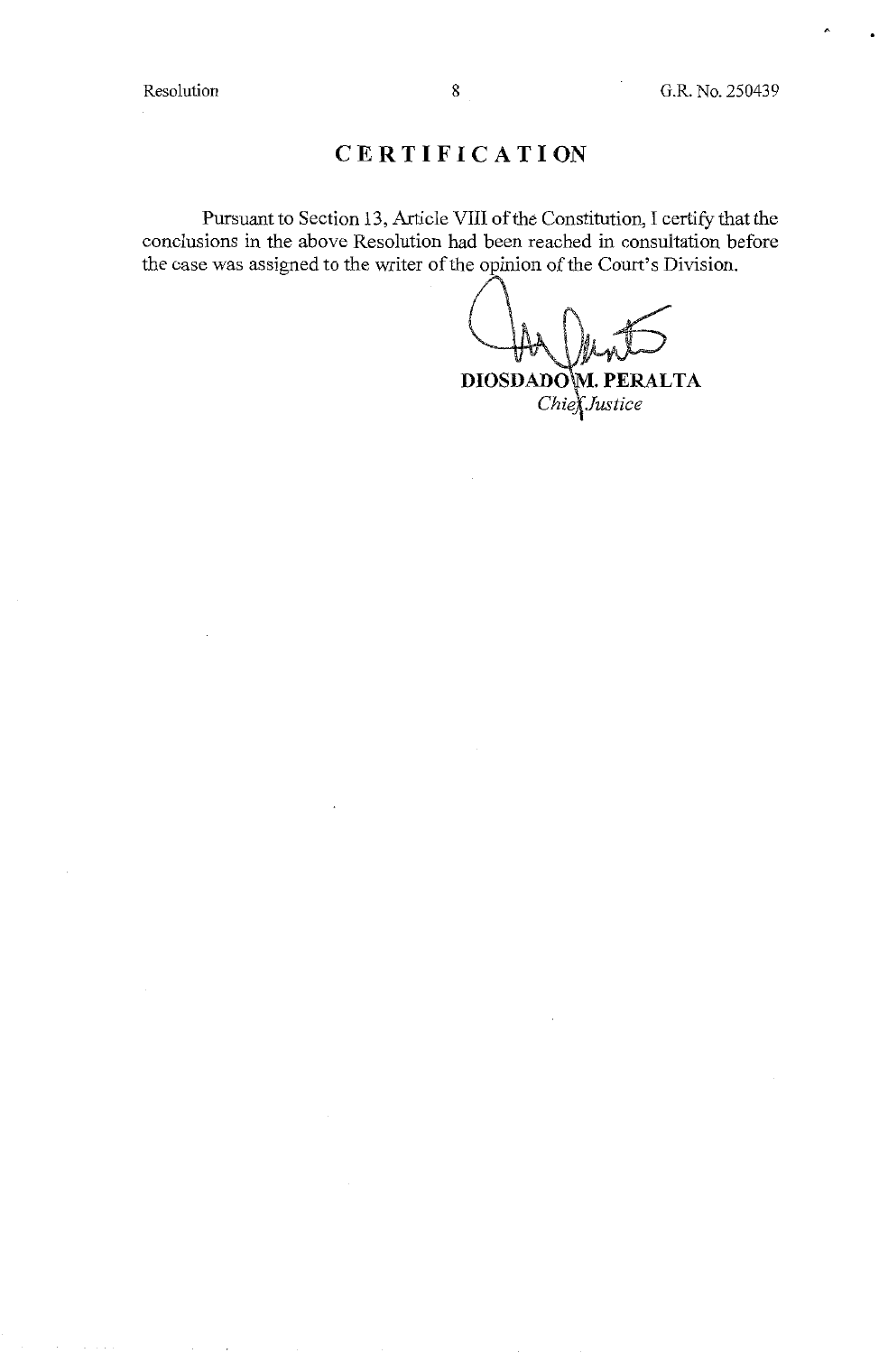# CERTIFICATION

Pursuant to Section 13, Article VIII of the Constitution, I certify that the conclusions in the above Resolution had been reached in consultation before the case was assigned to the writer of the opinion of the Court's Division.

**DIOSDADO M. PERALTA**
*Chief Justice*